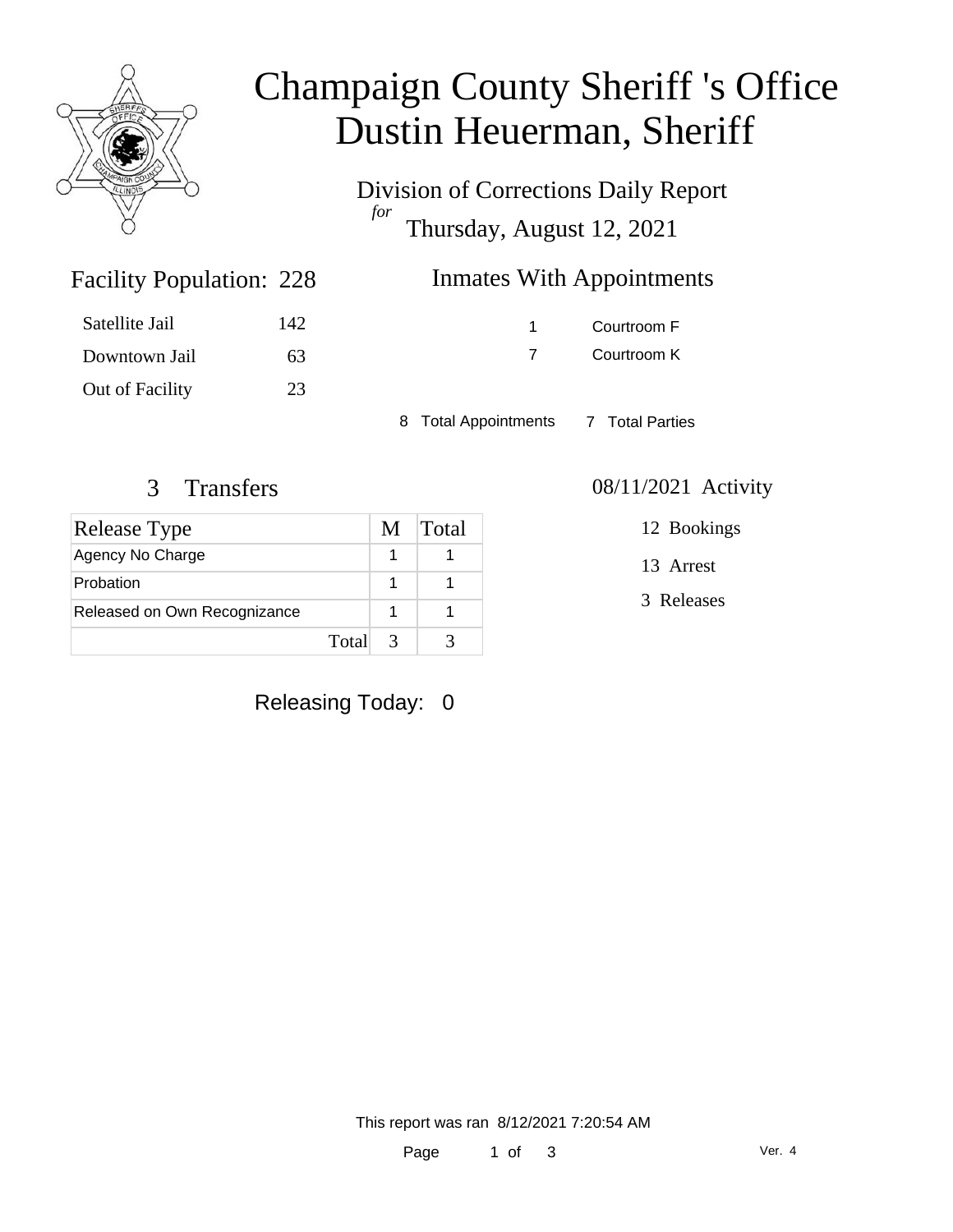# Champaign County Sheriff 's Office
# Dustin Heuerman, Sheriff

Division of Corrections Daily Report
*for*
Thursday, August 12, 2021

## Facility Population: 228

| | |
|---|---|
| Satellite Jail | 142 |
| Downtown Jail | 63 |
| Out of Facility | 23 |

## Inmates With Appointments

| | |
|---|---|
| 1 | Courtroom F |
| 7 | Courtroom K |

8 Total Appointments    7 Total Parties

## 3 Transfers

| Release Type | M | Total |
|---|---|---|
| Agency No Charge | 1 | 1 |
| Probation | 1 | 1 |
| Released on Own Recognizance | 1 | 1 |
| Total | 3 | 3 |

## 08/11/2021 Activity

12 Bookings

13 Arrest

3 Releases

Releasing Today: 0

This report was ran 8/12/2021 7:20:54 AM

Ver. 4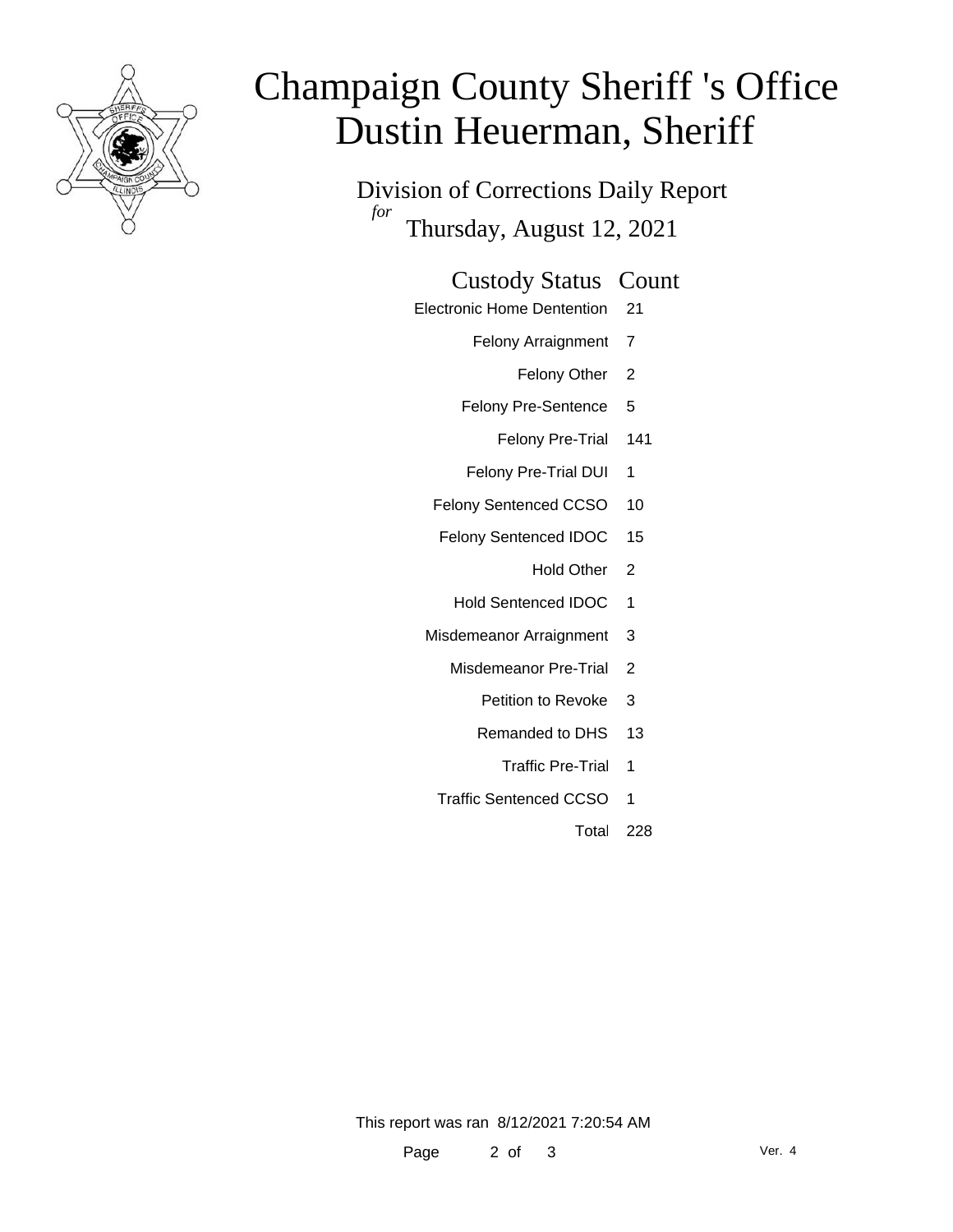# Champaign County Sheriff 's Office
# Dustin Heuerman, Sheriff

## Division of Corrections Daily Report

*for* Thursday, August 12, 2021

| Custody Status | Count |
| --- | --- |
| Electronic Home Dentention | 21 |
| Felony Arraignment | 7 |
| Felony Other | 2 |
| Felony Pre-Sentence | 5 |
| Felony Pre-Trial | 141 |
| Felony Pre-Trial DUI | 1 |
| Felony Sentenced CCSO | 10 |
| Felony Sentenced IDOC | 15 |
| Hold Other | 2 |
| Hold Sentenced IDOC | 1 |
| Misdemeanor Arraignment | 3 |
| Misdemeanor Pre-Trial | 2 |
| Petition to Revoke | 3 |
| Remanded to DHS | 13 |
| Traffic Pre-Trial | 1 |
| Traffic Sentenced CCSO | 1 |
| Total | 228 |

This report was ran 8/12/2021 7:20:54 AM

Ver. 4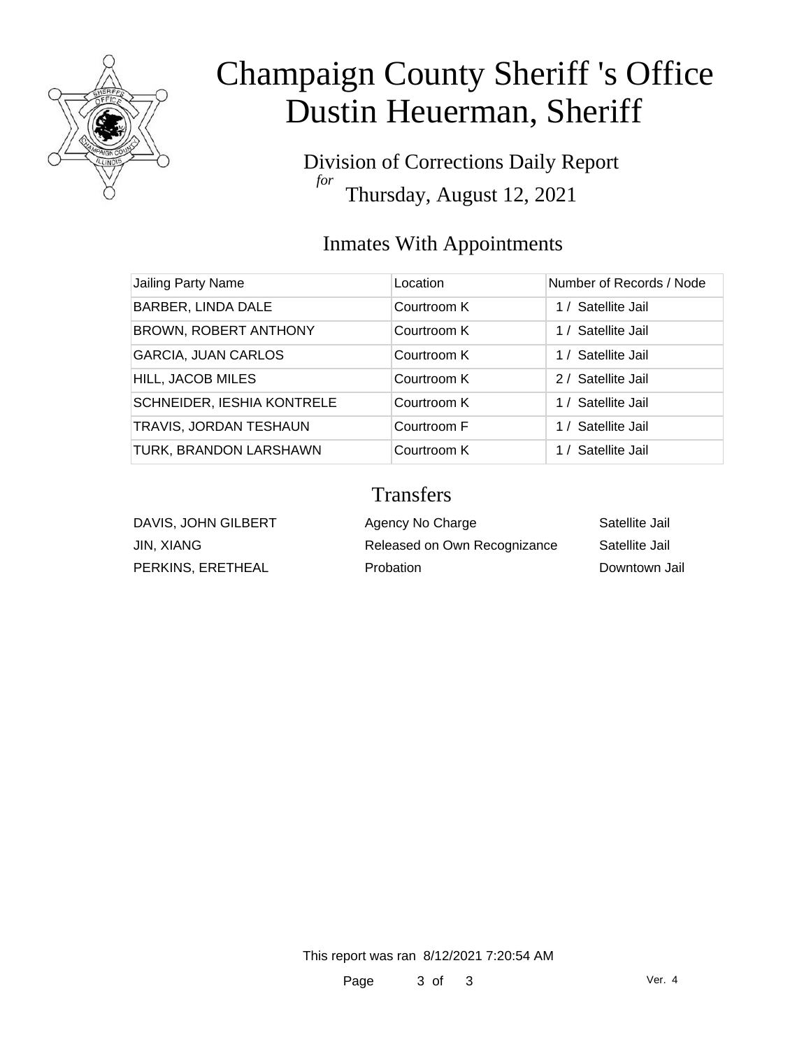# Champaign County Sheriff 's Office
# Dustin Heuerman, Sheriff

Division of Corrections Daily Report
*for*
Thursday, August 12, 2021

## Inmates With Appointments

| Jailing Party Name | Location | Number of Records / Node |
| --- | --- | --- |
| BARBER, LINDA DALE | Courtroom K | 1 / Satellite Jail |
| BROWN, ROBERT ANTHONY | Courtroom K | 1 / Satellite Jail |
| GARCIA, JUAN CARLOS | Courtroom K | 1 / Satellite Jail |
| HILL, JACOB MILES | Courtroom K | 2 / Satellite Jail |
| SCHNEIDER, IESHIA KONTRELE | Courtroom K | 1 / Satellite Jail |
| TRAVIS, JORDAN TESHAUN | Courtroom F | 1 / Satellite Jail |
| TURK, BRANDON LARSHAWN | Courtroom K | 1 / Satellite Jail |

## Transfers

| | | |
| --- | --- | --- |
| DAVIS, JOHN GILBERT | Agency No Charge | Satellite Jail |
| JIN, XIANG | Released on Own Recognizance | Satellite Jail |
| PERKINS, ERETHEAL | Probation | Downtown Jail |

This report was ran 8/12/2021 7:20:54 AM

Ver. 4